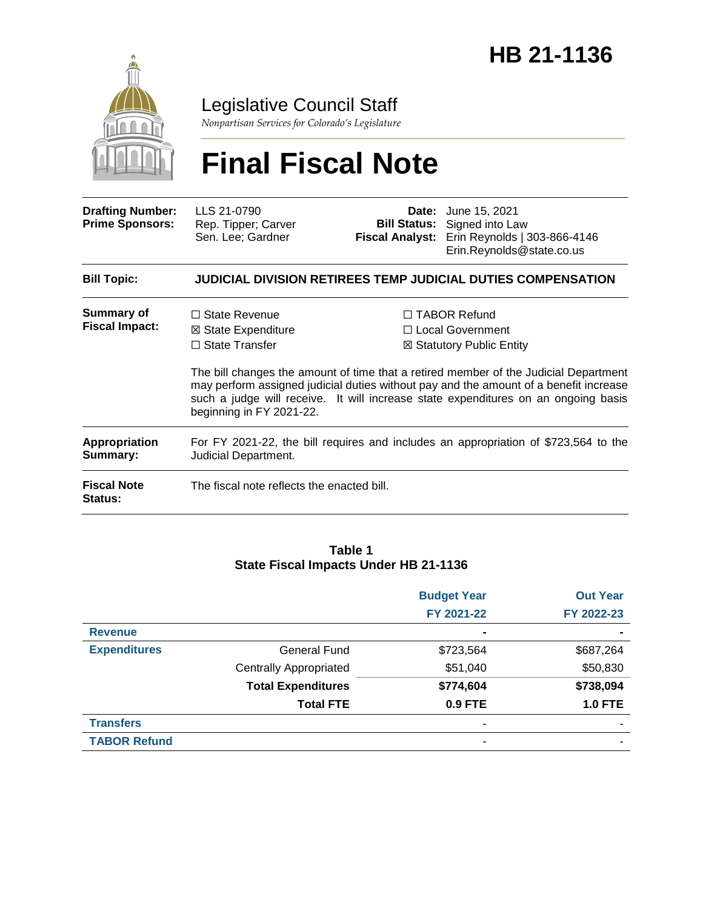# HB 21-1136

Legislative Council Staff

*Nonpartisan Services for Colorado's Legislature*

# Final Fiscal Note

| | | | |
|---|---|---|---|
| **Drafting Number:** | LLS 21-0790 | **Date:** | June 15, 2021 |
| **Prime Sponsors:** | Rep. Tipper; Carver<br>Sen. Lee; Gardner | **Bill Status:** | Signed into Law |
| | | **Fiscal Analyst:** | Erin Reynolds \| 303-866-4146<br>Erin.Reynolds@state.co.us |

**Bill Topic:** **JUDICIAL DIVISION RETIREES TEMP JUDICIAL DUTIES COMPENSATION**

**Summary of Fiscal Impact:**

☐ State Revenue
☒ State Expenditure
☐ State Transfer
☐ TABOR Refund
☐ Local Government
☒ Statutory Public Entity

The bill changes the amount of time that a retired member of the Judicial Department may perform assigned judicial duties without pay and the amount of a benefit increase such a judge will receive. It will increase state expenditures on an ongoing basis beginning in FY 2021-22.

**Appropriation Summary:** For FY 2021-22, the bill requires and includes an appropriation of $723,564 to the Judicial Department.

**Fiscal Note Status:** The fiscal note reflects the enacted bill.

**Table 1**
**State Fiscal Impacts Under HB 21-1136**

| | | Budget Year<br>FY 2021-22 | Out Year<br>FY 2022-23 |
|---|---|---|---|
| **Revenue** | | **-** | **-** |
| **Expenditures** | General Fund | $723,564 | $687,264 |
| | Centrally Appropriated | $51,040 | $50,830 |
| | **Total Expenditures** | **$774,604** | **$738,094** |
| | **Total FTE** | **0.9 FTE** | **1.0 FTE** |
| **Transfers** | | - | - |
| **TABOR Refund** | | - | - |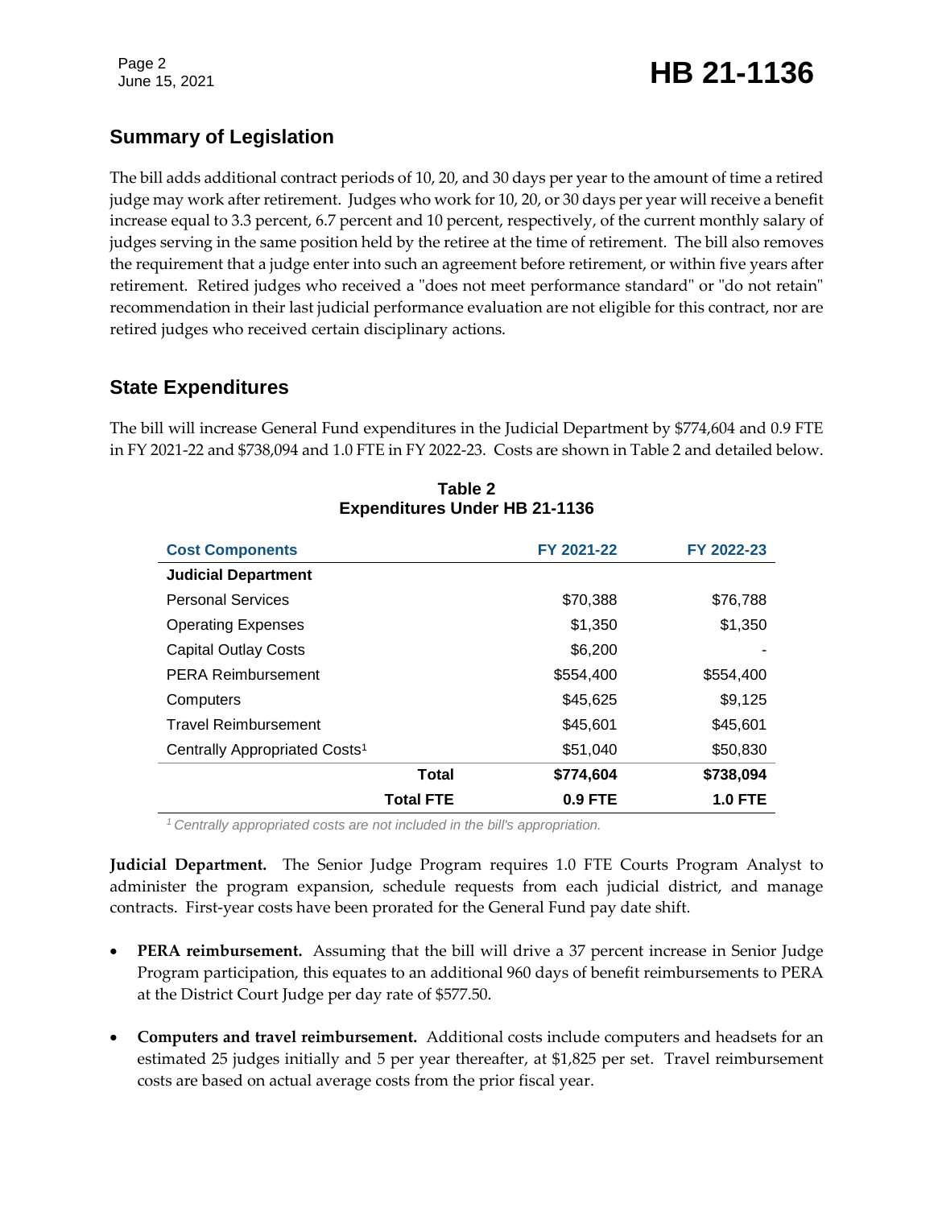## Summary of Legislation

The bill adds additional contract periods of 10, 20, and 30 days per year to the amount of time a retired judge may work after retirement. Judges who work for 10, 20, or 30 days per year will receive a benefit increase equal to 3.3 percent, 6.7 percent and 10 percent, respectively, of the current monthly salary of judges serving in the same position held by the retiree at the time of retirement. The bill also removes the requirement that a judge enter into such an agreement before retirement, or within five years after retirement. Retired judges who received a "does not meet performance standard" or "do not retain" recommendation in their last judicial performance evaluation are not eligible for this contract, nor are retired judges who received certain disciplinary actions.

## State Expenditures

The bill will increase General Fund expenditures in the Judicial Department by $774,604 and 0.9 FTE in FY 2021-22 and $738,094 and 1.0 FTE in FY 2022-23. Costs are shown in Table 2 and detailed below.

**Table 2**
**Expenditures Under HB 21-1136**

| Cost Components | FY 2021-22 | FY 2022-23 |
|---|---|---|
| **Judicial Department** | | |
| Personal Services | $70,388 | $76,788 |
| Operating Expenses | $1,350 | $1,350 |
| Capital Outlay Costs | $6,200 | - |
| PERA Reimbursement | $554,400 | $554,400 |
| Computers | $45,625 | $9,125 |
| Travel Reimbursement | $45,601 | $45,601 |
| Centrally Appropriated Costs[1] | $51,040 | $50,830 |
| **Total** | **$774,604** | **$738,094** |
| **Total FTE** | **0.9 FTE** | **1.0 FTE** |

*[1] Centrally appropriated costs are not included in the bill's appropriation.*

**Judicial Department.** The Senior Judge Program requires 1.0 FTE Courts Program Analyst to administer the program expansion, schedule requests from each judicial district, and manage contracts. First-year costs have been prorated for the General Fund pay date shift.

- **PERA reimbursement.** Assuming that the bill will drive a 37 percent increase in Senior Judge Program participation, this equates to an additional 960 days of benefit reimbursements to PERA at the District Court Judge per day rate of $577.50.

- **Computers and travel reimbursement.** Additional costs include computers and headsets for an estimated 25 judges initially and 5 per year thereafter, at $1,825 per set. Travel reimbursement costs are based on actual average costs from the prior fiscal year.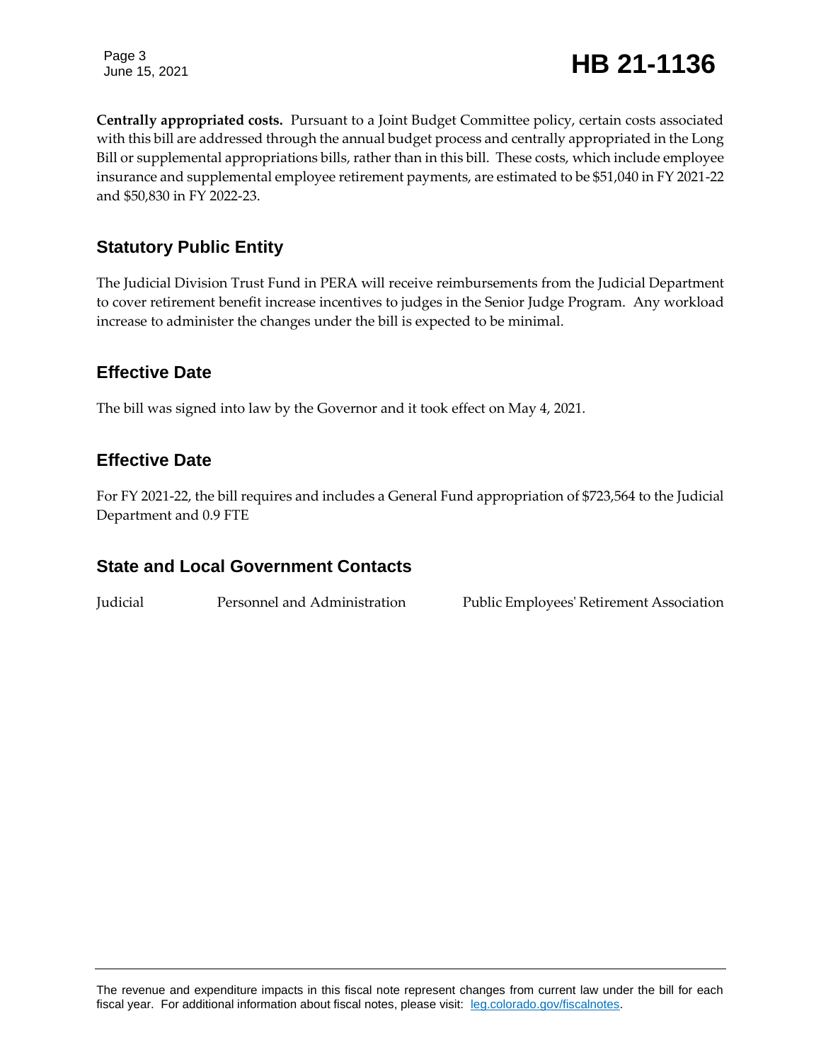**Centrally appropriated costs.** Pursuant to a Joint Budget Committee policy, certain costs associated with this bill are addressed through the annual budget process and centrally appropriated in the Long Bill or supplemental appropriations bills, rather than in this bill. These costs, which include employee insurance and supplemental employee retirement payments, are estimated to be $51,040 in FY 2021-22 and $50,830 in FY 2022-23.

## Statutory Public Entity

The Judicial Division Trust Fund in PERA will receive reimbursements from the Judicial Department to cover retirement benefit increase incentives to judges in the Senior Judge Program. Any workload increase to administer the changes under the bill is expected to be minimal.

## Effective Date

The bill was signed into law by the Governor and it took effect on May 4, 2021.

## Effective Date

For FY 2021-22, the bill requires and includes a General Fund appropriation of $723,564 to the Judicial Department and 0.9 FTE

## State and Local Government Contacts

Judicial

Personnel and Administration

Public Employees' Retirement Association

The revenue and expenditure impacts in this fiscal note represent changes from current law under the bill for each fiscal year. For additional information about fiscal notes, please visit: leg.colorado.gov/fiscalnotes.